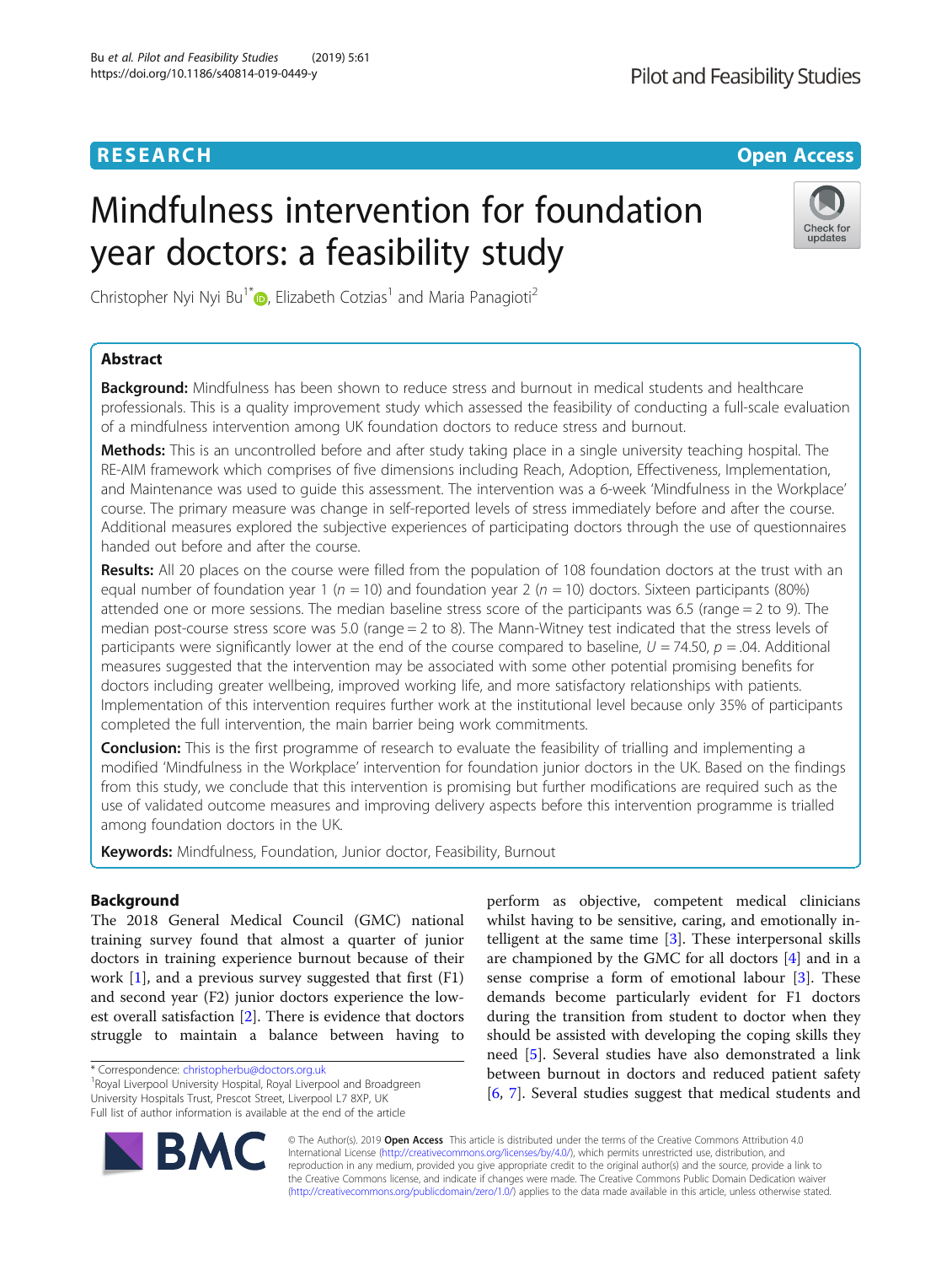# Mindfulness intervention for foundation year doctors: a feasibility study

Christopher Nyi Nyi Bu[1*], Elizabeth Cotzias[1] and Maria Panagioti[2]

## Abstract

**Background:** Mindfulness has been shown to reduce stress and burnout in medical students and healthcare professionals. This is a quality improvement study which assessed the feasibility of conducting a full-scale evaluation of a mindfulness intervention among UK foundation doctors to reduce stress and burnout.

**Methods:** This is an uncontrolled before and after study taking place in a single university teaching hospital. The RE-AIM framework which comprises of five dimensions including Reach, Adoption, Effectiveness, Implementation, and Maintenance was used to guide this assessment. The intervention was a 6-week 'Mindfulness in the Workplace' course. The primary measure was change in self-reported levels of stress immediately before and after the course. Additional measures explored the subjective experiences of participating doctors through the use of questionnaires handed out before and after the course.

**Results:** All 20 places on the course were filled from the population of 108 foundation doctors at the trust with an equal number of foundation year 1 ($n$ = 10) and foundation year 2 ($n$ = 10) doctors. Sixteen participants (80%) attended one or more sessions. The median baseline stress score of the participants was 6.5 (range = 2 to 9). The median post-course stress score was 5.0 (range = 2 to 8). The Mann-Witney test indicated that the stress levels of participants were significantly lower at the end of the course compared to baseline, $U = 74.50$, $p = .04$. Additional measures suggested that the intervention may be associated with some other potential promising benefits for doctors including greater wellbeing, improved working life, and more satisfactory relationships with patients. Implementation of this intervention requires further work at the institutional level because only 35% of participants completed the full intervention, the main barrier being work commitments.

**Conclusion:** This is the first programme of research to evaluate the feasibility of trialling and implementing a modified 'Mindfulness in the Workplace' intervention for foundation junior doctors in the UK. Based on the findings from this study, we conclude that this intervention is promising but further modifications are required such as the use of validated outcome measures and improving delivery aspects before this intervention programme is trialled among foundation doctors in the UK.

**Keywords:** Mindfulness, Foundation, Junior doctor, Feasibility, Burnout

## Background

The 2018 General Medical Council (GMC) national training survey found that almost a quarter of junior doctors in training experience burnout because of their work [1], and a previous survey suggested that first (F1) and second year (F2) junior doctors experience the lowest overall satisfaction [2]. There is evidence that doctors struggle to maintain a balance between having to perform as objective, competent medical clinicians whilst having to be sensitive, caring, and emotionally intelligent at the same time [3]. These interpersonal skills are championed by the GMC for all doctors [4] and in a sense comprise a form of emotional labour [3]. These demands become particularly evident for F1 doctors during the transition from student to doctor when they should be assisted with developing the coping skills they need [5]. Several studies have also demonstrated a link between burnout in doctors and reduced patient safety [6, 7]. Several studies suggest that medical students and

\* Correspondence: christopherbu@doctors.org.uk
[1]Royal Liverpool University Hospital, Royal Liverpool and Broadgreen University Hospitals Trust, Prescot Street, Liverpool L7 8XP, UK
Full list of author information is available at the end of the article

© The Author(s). 2019 **Open Access** This article is distributed under the terms of the Creative Commons Attribution 4.0 International License (http://creativecommons.org/licenses/by/4.0/), which permits unrestricted use, distribution, and reproduction in any medium, provided you give appropriate credit to the original author(s) and the source, provide a link to the Creative Commons license, and indicate if changes were made. The Creative Commons Public Domain Dedication waiver (http://creativecommons.org/publicdomain/zero/1.0/) applies to the data made available in this article, unless otherwise stated.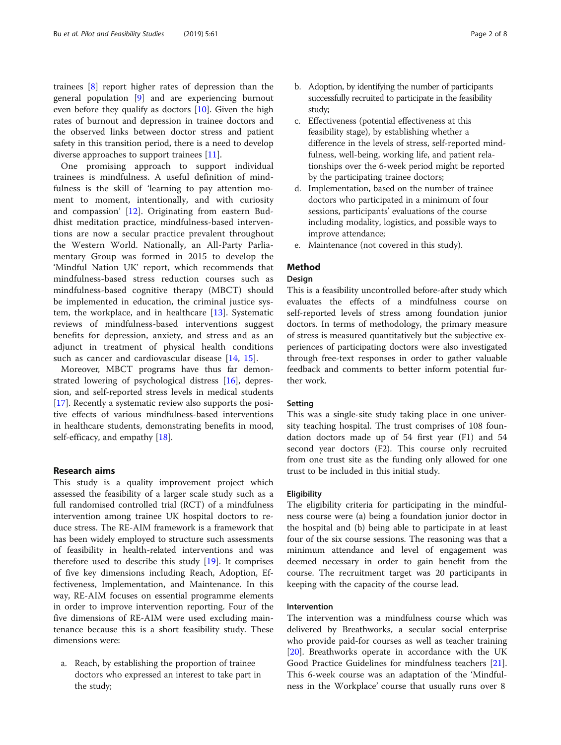trainees [8] report higher rates of depression than the general population [9] and are experiencing burnout even before they qualify as doctors [10]. Given the high rates of burnout and depression in trainee doctors and the observed links between doctor stress and patient safety in this transition period, there is a need to develop diverse approaches to support trainees [11].

One promising approach to support individual trainees is mindfulness. A useful definition of mindfulness is the skill of 'learning to pay attention moment to moment, intentionally, and with curiosity and compassion' [12]. Originating from eastern Buddhist meditation practice, mindfulness-based interventions are now a secular practice prevalent throughout the Western World. Nationally, an All-Party Parliamentary Group was formed in 2015 to develop the 'Mindful Nation UK' report, which recommends that mindfulness-based stress reduction courses such as mindfulness-based cognitive therapy (MBCT) should be implemented in education, the criminal justice system, the workplace, and in healthcare [13]. Systematic reviews of mindfulness-based interventions suggest benefits for depression, anxiety, and stress and as an adjunct in treatment of physical health conditions such as cancer and cardiovascular disease [14, 15].

Moreover, MBCT programs have thus far demonstrated lowering of psychological distress [16], depression, and self-reported stress levels in medical students [17]. Recently a systematic review also supports the positive effects of various mindfulness-based interventions in healthcare students, demonstrating benefits in mood, self-efficacy, and empathy [18].

## Research aims

This study is a quality improvement project which assessed the feasibility of a larger scale study such as a full randomised controlled trial (RCT) of a mindfulness intervention among trainee UK hospital doctors to reduce stress. The RE-AIM framework is a framework that has been widely employed to structure such assessments of feasibility in health-related interventions and was therefore used to describe this study [19]. It comprises of five key dimensions including Reach, Adoption, Effectiveness, Implementation, and Maintenance. In this way, RE-AIM focuses on essential programme elements in order to improve intervention reporting. Four of the five dimensions of RE-AIM were used excluding maintenance because this is a short feasibility study. These dimensions were:

a. Reach, by establishing the proportion of trainee doctors who expressed an interest to take part in the study;
b. Adoption, by identifying the number of participants successfully recruited to participate in the feasibility study;
c. Effectiveness (potential effectiveness at this feasibility stage), by establishing whether a difference in the levels of stress, self-reported mindfulness, well-being, working life, and patient relationships over the 6-week period might be reported by the participating trainee doctors;
d. Implementation, based on the number of trainee doctors who participated in a minimum of four sessions, participants' evaluations of the course including modality, logistics, and possible ways to improve attendance;
e. Maintenance (not covered in this study).

## Method

### Design

This is a feasibility uncontrolled before-after study which evaluates the effects of a mindfulness course on self-reported levels of stress among foundation junior doctors. In terms of methodology, the primary measure of stress is measured quantitatively but the subjective experiences of participating doctors were also investigated through free-text responses in order to gather valuable feedback and comments to better inform potential further work.

### Setting

This was a single-site study taking place in one university teaching hospital. The trust comprises of 108 foundation doctors made up of 54 first year (F1) and 54 second year doctors (F2). This course only recruited from one trust site as the funding only allowed for one trust to be included in this initial study.

### Eligibility

The eligibility criteria for participating in the mindfulness course were (a) being a foundation junior doctor in the hospital and (b) being able to participate in at least four of the six course sessions. The reasoning was that a minimum attendance and level of engagement was deemed necessary in order to gain benefit from the course. The recruitment target was 20 participants in keeping with the capacity of the course lead.

### Intervention

The intervention was a mindfulness course which was delivered by Breathworks, a secular social enterprise who provide paid-for courses as well as teacher training [20]. Breathworks operate in accordance with the UK Good Practice Guidelines for mindfulness teachers [21]. This 6-week course was an adaptation of the 'Mindfulness in the Workplace' course that usually runs over 8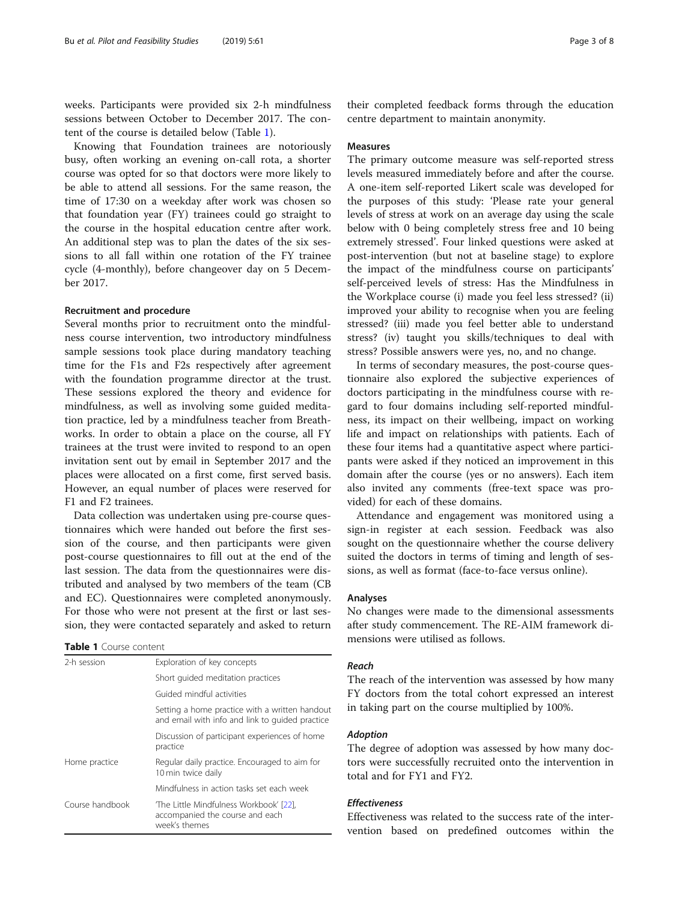weeks. Participants were provided six 2-h mindfulness sessions between October to December 2017. The content of the course is detailed below (Table 1).

Knowing that Foundation trainees are notoriously busy, often working an evening on-call rota, a shorter course was opted for so that doctors were more likely to be able to attend all sessions. For the same reason, the time of 17:30 on a weekday after work was chosen so that foundation year (FY) trainees could go straight to the course in the hospital education centre after work. An additional step was to plan the dates of the six sessions to all fall within one rotation of the FY trainee cycle (4-monthly), before changeover day on 5 December 2017.

### Recruitment and procedure

Several months prior to recruitment onto the mindfulness course intervention, two introductory mindfulness sample sessions took place during mandatory teaching time for the F1s and F2s respectively after agreement with the foundation programme director at the trust. These sessions explored the theory and evidence for mindfulness, as well as involving some guided meditation practice, led by a mindfulness teacher from Breathworks. In order to obtain a place on the course, all FY trainees at the trust were invited to respond to an open invitation sent out by email in September 2017 and the places were allocated on a first come, first served basis. However, an equal number of places were reserved for F1 and F2 trainees.

Data collection was undertaken using pre-course questionnaires which were handed out before the first session of the course, and then participants were given post-course questionnaires to fill out at the end of the last session. The data from the questionnaires were distributed and analysed by two members of the team (CB and EC). Questionnaires were completed anonymously. For those who were not present at the first or last session, they were contacted separately and asked to return their completed feedback forms through the education centre department to maintain anonymity.

**Table 1** Course content

| | |
|---|---|
| 2-h session | Exploration of key concepts |
| | Short guided meditation practices |
| | Guided mindful activities |
| | Setting a home practice with a written handout and email with info and link to guided practice |
| | Discussion of participant experiences of home practice |
| Home practice | Regular daily practice. Encouraged to aim for 10 min twice daily |
| | Mindfulness in action tasks set each week |
| Course handbook | 'The Little Mindfulness Workbook' [22], accompanied the course and each week's themes |

### Measures

The primary outcome measure was self-reported stress levels measured immediately before and after the course. A one-item self-reported Likert scale was developed for the purposes of this study: 'Please rate your general levels of stress at work on an average day using the scale below with 0 being completely stress free and 10 being extremely stressed'. Four linked questions were asked at post-intervention (but not at baseline stage) to explore the impact of the mindfulness course on participants' self-perceived levels of stress: Has the Mindfulness in the Workplace course (i) made you feel less stressed? (ii) improved your ability to recognise when you are feeling stressed? (iii) made you feel better able to understand stress? (iv) taught you skills/techniques to deal with stress? Possible answers were yes, no, and no change.

In terms of secondary measures, the post-course questionnaire also explored the subjective experiences of doctors participating in the mindfulness course with regard to four domains including self-reported mindfulness, its impact on their wellbeing, impact on working life and impact on relationships with patients. Each of these four items had a quantitative aspect where participants were asked if they noticed an improvement in this domain after the course (yes or no answers). Each item also invited any comments (free-text space was provided) for each of these domains.

Attendance and engagement was monitored using a sign-in register at each session. Feedback was also sought on the questionnaire whether the course delivery suited the doctors in terms of timing and length of sessions, as well as format (face-to-face versus online).

### Analyses

No changes were made to the dimensional assessments after study commencement. The RE-AIM framework dimensions were utilised as follows.

#### *Reach*

The reach of the intervention was assessed by how many FY doctors from the total cohort expressed an interest in taking part on the course multiplied by 100%.

#### *Adoption*

The degree of adoption was assessed by how many doctors were successfully recruited onto the intervention in total and for FY1 and FY2.

#### *Effectiveness*

Effectiveness was related to the success rate of the intervention based on predefined outcomes within the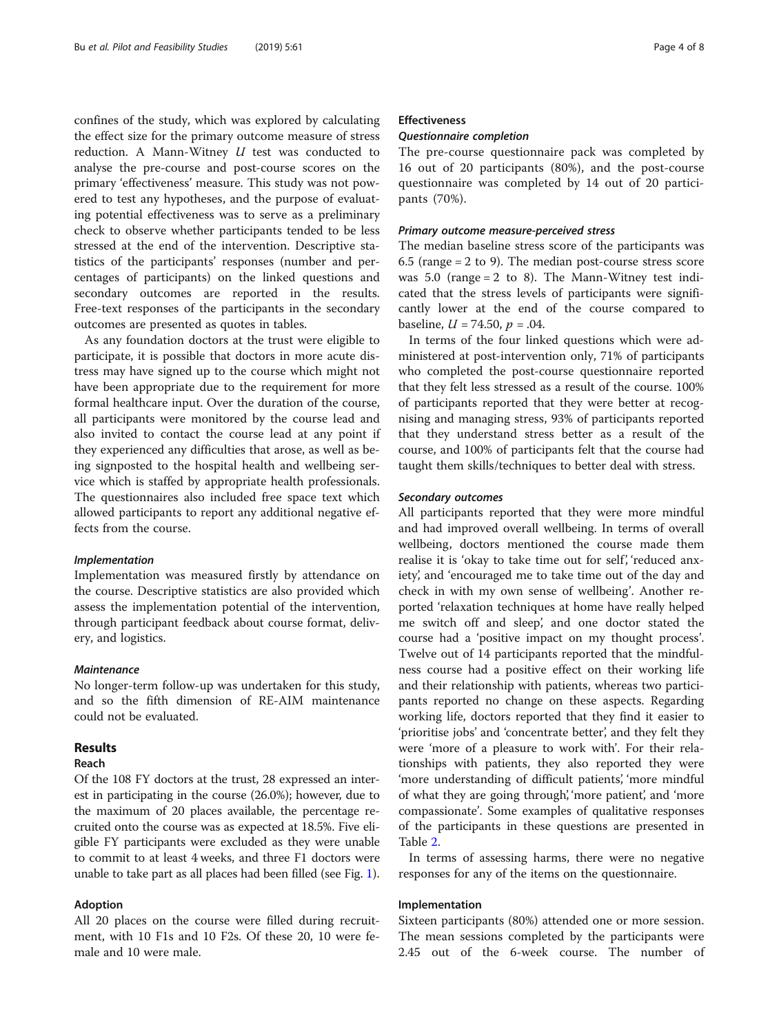confines of the study, which was explored by calculating the effect size for the primary outcome measure of stress reduction. A Mann-Witney $U$ test was conducted to analyse the pre-course and post-course scores on the primary 'effectiveness' measure. This study was not powered to test any hypotheses, and the purpose of evaluating potential effectiveness was to serve as a preliminary check to observe whether participants tended to be less stressed at the end of the intervention. Descriptive statistics of the participants' responses (number and percentages of participants) on the linked questions and secondary outcomes are reported in the results. Free-text responses of the participants in the secondary outcomes are presented as quotes in tables.

As any foundation doctors at the trust were eligible to participate, it is possible that doctors in more acute distress may have signed up to the course which might not have been appropriate due to the requirement for more formal healthcare input. Over the duration of the course, all participants were monitored by the course lead and also invited to contact the course lead at any point if they experienced any difficulties that arose, as well as being signposted to the hospital health and wellbeing service which is staffed by appropriate health professionals. The questionnaires also included free space text which allowed participants to report any additional negative effects from the course.

#### *Implementation*

Implementation was measured firstly by attendance on the course. Descriptive statistics are also provided which assess the implementation potential of the intervention, through participant feedback about course format, delivery, and logistics.

#### *Maintenance*

No longer-term follow-up was undertaken for this study, and so the fifth dimension of RE-AIM maintenance could not be evaluated.

## Results

### Reach

Of the 108 FY doctors at the trust, 28 expressed an interest in participating in the course (26.0%); however, due to the maximum of 20 places available, the percentage recruited onto the course was as expected at 18.5%. Five eligible FY participants were excluded as they were unable to commit to at least 4 weeks, and three F1 doctors were unable to take part as all places had been filled (see Fig. 1).

### Adoption

All 20 places on the course were filled during recruitment, with 10 F1s and 10 F2s. Of these 20, 10 were female and 10 were male.

### Effectiveness

#### *Questionnaire completion*

The pre-course questionnaire pack was completed by 16 out of 20 participants (80%), and the post-course questionnaire was completed by 14 out of 20 participants (70%).

#### *Primary outcome measure-perceived stress*

The median baseline stress score of the participants was 6.5 (range = 2 to 9). The median post-course stress score was 5.0 (range = 2 to 8). The Mann-Witney test indicated that the stress levels of participants were significantly lower at the end of the course compared to baseline, $U = 74.50$, $p = .04$.

In terms of the four linked questions which were administered at post-intervention only, 71% of participants who completed the post-course questionnaire reported that they felt less stressed as a result of the course. 100% of participants reported that they were better at recognising and managing stress, 93% of participants reported that they understand stress better as a result of the course, and 100% of participants felt that the course had taught them skills/techniques to better deal with stress.

#### *Secondary outcomes*

All participants reported that they were more mindful and had improved overall wellbeing. In terms of overall wellbeing, doctors mentioned the course made them realise it is 'okay to take time out for self', 'reduced anxiety', and 'encouraged me to take time out of the day and check in with my own sense of wellbeing'. Another reported 'relaxation techniques at home have really helped me switch off and sleep', and one doctor stated the course had a 'positive impact on my thought process'. Twelve out of 14 participants reported that the mindfulness course had a positive effect on their working life and their relationship with patients, whereas two participants reported no change on these aspects. Regarding working life, doctors reported that they find it easier to 'prioritise jobs' and 'concentrate better', and they felt they were 'more of a pleasure to work with'. For their relationships with patients, they also reported they were 'more understanding of difficult patients', 'more mindful of what they are going through', 'more patient', and 'more compassionate'. Some examples of qualitative responses of the participants in these questions are presented in Table 2.

In terms of assessing harms, there were no negative responses for any of the items on the questionnaire.

### Implementation

Sixteen participants (80%) attended one or more session. The mean sessions completed by the participants were 2.45 out of the 6-week course. The number of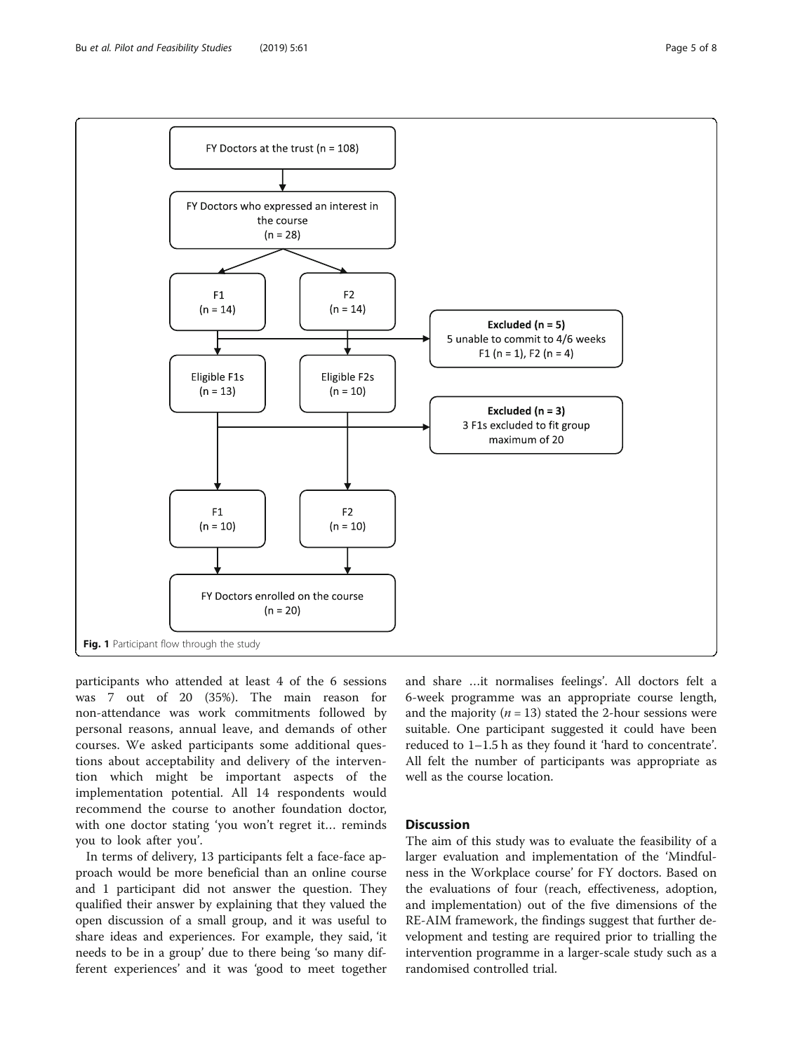FY Doctors at the trust (n = 108)

FY Doctors who expressed an interest in the course (n = 28)

F1 (n = 14)

F2 (n = 14)

**Excluded (n = 5)**
5 unable to commit to 4/6 weeks
F1 (n = 1), F2 (n = 4)

Eligible F1s (n = 13)

Eligible F2s (n = 10)

**Excluded (n = 3)**
3 F1s excluded to fit group maximum of 20

F1 (n = 10)

F2 (n = 10)

FY Doctors enrolled on the course (n = 20)

**Fig. 1** Participant flow through the study

participants who attended at least 4 of the 6 sessions was 7 out of 20 (35%). The main reason for non-attendance was work commitments followed by personal reasons, annual leave, and demands of other courses. We asked participants some additional questions about acceptability and delivery of the intervention which might be important aspects of the implementation potential. All 14 respondents would recommend the course to another foundation doctor, with one doctor stating 'you won't regret it… reminds you to look after you'.

In terms of delivery, 13 participants felt a face-face approach would be more beneficial than an online course and 1 participant did not answer the question. They qualified their answer by explaining that they valued the open discussion of a small group, and it was useful to share ideas and experiences. For example, they said, 'it needs to be in a group' due to there being 'so many different experiences' and it was 'good to meet together and share …it normalises feelings'. All doctors felt a 6-week programme was an appropriate course length, and the majority ($n = 13$) stated the 2-hour sessions were suitable. One participant suggested it could have been reduced to 1–1.5 h as they found it 'hard to concentrate'. All felt the number of participants was appropriate as well as the course location.

## Discussion

The aim of this study was to evaluate the feasibility of a larger evaluation and implementation of the 'Mindfulness in the Workplace course' for FY doctors. Based on the evaluations of four (reach, effectiveness, adoption, and implementation) out of the five dimensions of the RE-AIM framework, the findings suggest that further development and testing are required prior to trialling the intervention programme in a larger-scale study such as a randomised controlled trial.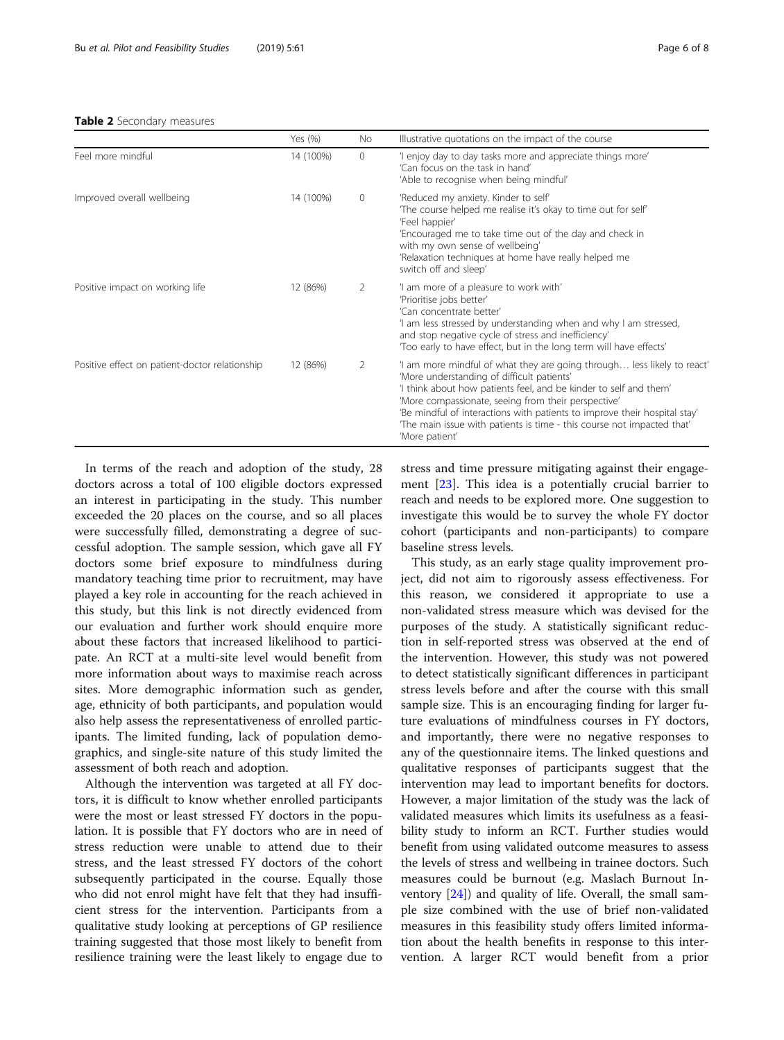**Table 2** Secondary measures

| | Yes (%) | No | Illustrative quotations on the impact of the course |
|---|---|---|---|
| Feel more mindful | 14 (100%) | 0 | 'I enjoy day to day tasks more and appreciate things more'<br>'Can focus on the task in hand'<br>'Able to recognise when being mindful' |
| Improved overall wellbeing | 14 (100%) | 0 | 'Reduced my anxiety. Kinder to self'<br>'The course helped me realise it's okay to time out for self'<br>'Feel happier'<br>'Encouraged me to take time out of the day and check in with my own sense of wellbeing'<br>'Relaxation techniques at home have really helped me switch off and sleep' |
| Positive impact on working life | 12 (86%) | 2 | 'I am more of a pleasure to work with'<br>'Prioritise jobs better'<br>'Can concentrate better'<br>'I am less stressed by understanding when and why I am stressed, and stop negative cycle of stress and inefficiency'<br>'Too early to have effect, but in the long term will have effects' |
| Positive effect on patient-doctor relationship | 12 (86%) | 2 | 'I am more mindful of what they are going through… less likely to react'<br>'More understanding of difficult patients'<br>'I think about how patients feel, and be kinder to self and them'<br>'More compassionate, seeing from their perspective'<br>'Be mindful of interactions with patients to improve their hospital stay'<br>'The main issue with patients is time - this course not impacted that'<br>'More patient' |

In terms of the reach and adoption of the study, 28 doctors across a total of 100 eligible doctors expressed an interest in participating in the study. This number exceeded the 20 places on the course, and so all places were successfully filled, demonstrating a degree of successful adoption. The sample session, which gave all FY doctors some brief exposure to mindfulness during mandatory teaching time prior to recruitment, may have played a key role in accounting for the reach achieved in this study, but this link is not directly evidenced from our evaluation and further work should enquire more about these factors that increased likelihood to participate. An RCT at a multi-site level would benefit from more information about ways to maximise reach across sites. More demographic information such as gender, age, ethnicity of both participants, and population would also help assess the representativeness of enrolled participants. The limited funding, lack of population demographics, and single-site nature of this study limited the assessment of both reach and adoption.

Although the intervention was targeted at all FY doctors, it is difficult to know whether enrolled participants were the most or least stressed FY doctors in the population. It is possible that FY doctors who are in need of stress reduction were unable to attend due to their stress, and the least stressed FY doctors of the cohort subsequently participated in the course. Equally those who did not enrol might have felt that they had insufficient stress for the intervention. Participants from a qualitative study looking at perceptions of GP resilience training suggested that those most likely to benefit from resilience training were the least likely to engage due to stress and time pressure mitigating against their engagement [23]. This idea is a potentially crucial barrier to reach and needs to be explored more. One suggestion to investigate this would be to survey the whole FY doctor cohort (participants and non-participants) to compare baseline stress levels.

This study, as an early stage quality improvement project, did not aim to rigorously assess effectiveness. For this reason, we considered it appropriate to use a non-validated stress measure which was devised for the purposes of the study. A statistically significant reduction in self-reported stress was observed at the end of the intervention. However, this study was not powered to detect statistically significant differences in participant stress levels before and after the course with this small sample size. This is an encouraging finding for larger future evaluations of mindfulness courses in FY doctors, and importantly, there were no negative responses to any of the questionnaire items. The linked questions and qualitative responses of participants suggest that the intervention may lead to important benefits for doctors. However, a major limitation of the study was the lack of validated measures which limits its usefulness as a feasibility study to inform an RCT. Further studies would benefit from using validated outcome measures to assess the levels of stress and wellbeing in trainee doctors. Such measures could be burnout (e.g. Maslach Burnout Inventory [24]) and quality of life. Overall, the small sample size combined with the use of brief non-validated measures in this feasibility study offers limited information about the health benefits in response to this intervention. A larger RCT would benefit from a prior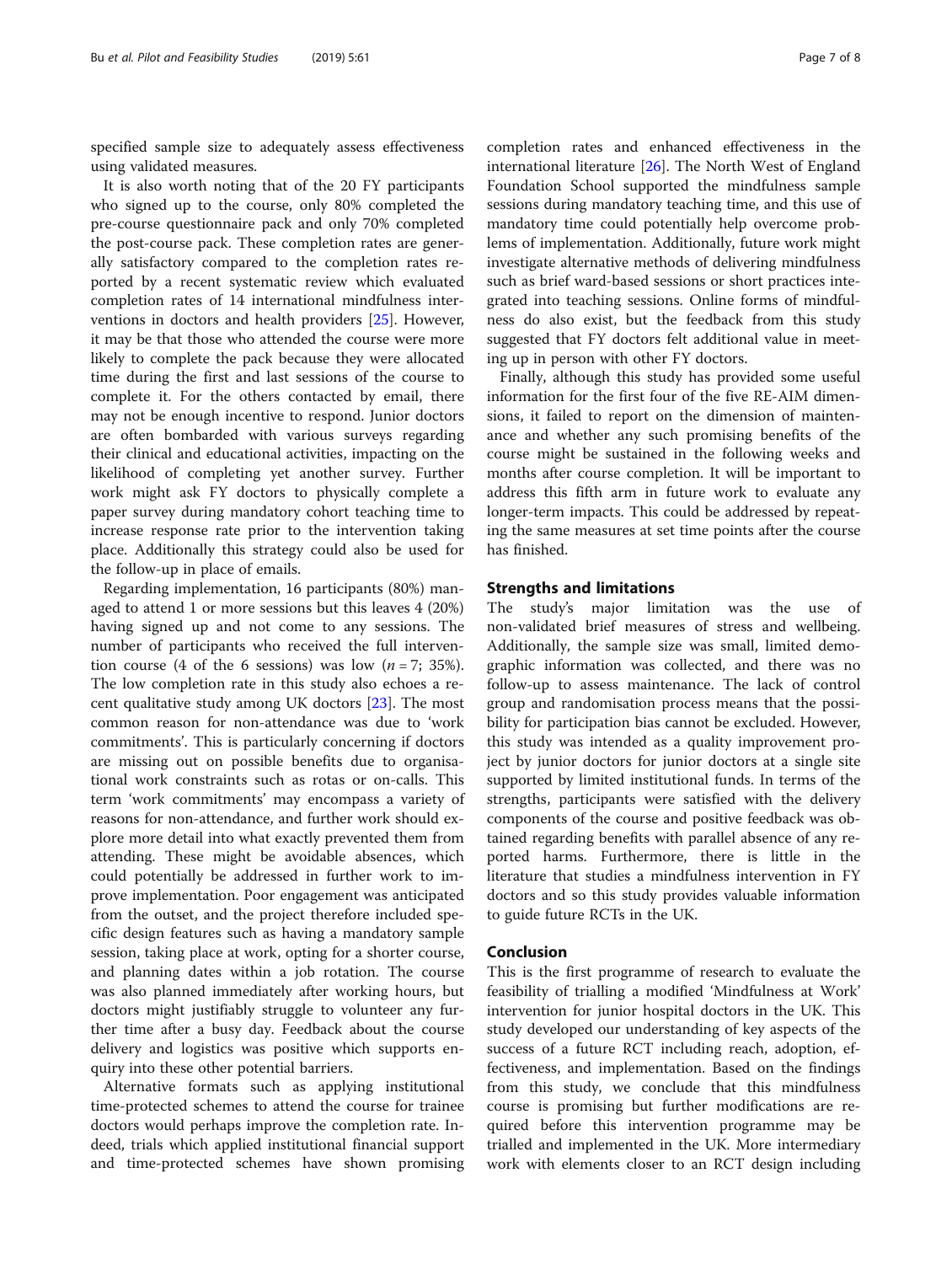specified sample size to adequately assess effectiveness using validated measures.

It is also worth noting that of the 20 FY participants who signed up to the course, only 80% completed the pre-course questionnaire pack and only 70% completed the post-course pack. These completion rates are generally satisfactory compared to the completion rates reported by a recent systematic review which evaluated completion rates of 14 international mindfulness interventions in doctors and health providers [25]. However, it may be that those who attended the course were more likely to complete the pack because they were allocated time during the first and last sessions of the course to complete it. For the others contacted by email, there may not be enough incentive to respond. Junior doctors are often bombarded with various surveys regarding their clinical and educational activities, impacting on the likelihood of completing yet another survey. Further work might ask FY doctors to physically complete a paper survey during mandatory cohort teaching time to increase response rate prior to the intervention taking place. Additionally this strategy could also be used for the follow-up in place of emails.

Regarding implementation, 16 participants (80%) managed to attend 1 or more sessions but this leaves 4 (20%) having signed up and not come to any sessions. The number of participants who received the full intervention course (4 of the 6 sessions) was low ($n = 7$; 35%). The low completion rate in this study also echoes a recent qualitative study among UK doctors [23]. The most common reason for non-attendance was due to 'work commitments'. This is particularly concerning if doctors are missing out on possible benefits due to organisational work constraints such as rotas or on-calls. This term 'work commitments' may encompass a variety of reasons for non-attendance, and further work should explore more detail into what exactly prevented them from attending. These might be avoidable absences, which could potentially be addressed in further work to improve implementation. Poor engagement was anticipated from the outset, and the project therefore included specific design features such as having a mandatory sample session, taking place at work, opting for a shorter course, and planning dates within a job rotation. The course was also planned immediately after working hours, but doctors might justifiably struggle to volunteer any further time after a busy day. Feedback about the course delivery and logistics was positive which supports enquiry into these other potential barriers.

Alternative formats such as applying institutional time-protected schemes to attend the course for trainee doctors would perhaps improve the completion rate. Indeed, trials which applied institutional financial support and time-protected schemes have shown promising completion rates and enhanced effectiveness in the international literature [26]. The North West of England Foundation School supported the mindfulness sample sessions during mandatory teaching time, and this use of mandatory time could potentially help overcome problems of implementation. Additionally, future work might investigate alternative methods of delivering mindfulness such as brief ward-based sessions or short practices integrated into teaching sessions. Online forms of mindfulness do also exist, but the feedback from this study suggested that FY doctors felt additional value in meeting up in person with other FY doctors.

Finally, although this study has provided some useful information for the first four of the five RE-AIM dimensions, it failed to report on the dimension of maintenance and whether any such promising benefits of the course might be sustained in the following weeks and months after course completion. It will be important to address this fifth arm in future work to evaluate any longer-term impacts. This could be addressed by repeating the same measures at set time points after the course has finished.

## Strengths and limitations

The study's major limitation was the use of non-validated brief measures of stress and wellbeing. Additionally, the sample size was small, limited demographic information was collected, and there was no follow-up to assess maintenance. The lack of control group and randomisation process means that the possibility for participation bias cannot be excluded. However, this study was intended as a quality improvement project by junior doctors for junior doctors at a single site supported by limited institutional funds. In terms of the strengths, participants were satisfied with the delivery components of the course and positive feedback was obtained regarding benefits with parallel absence of any reported harms. Furthermore, there is little in the literature that studies a mindfulness intervention in FY doctors and so this study provides valuable information to guide future RCTs in the UK.

## Conclusion

This is the first programme of research to evaluate the feasibility of trialling a modified 'Mindfulness at Work' intervention for junior hospital doctors in the UK. This study developed our understanding of key aspects of the success of a future RCT including reach, adoption, effectiveness, and implementation. Based on the findings from this study, we conclude that this mindfulness course is promising but further modifications are required before this intervention programme may be trialled and implemented in the UK. More intermediary work with elements closer to an RCT design including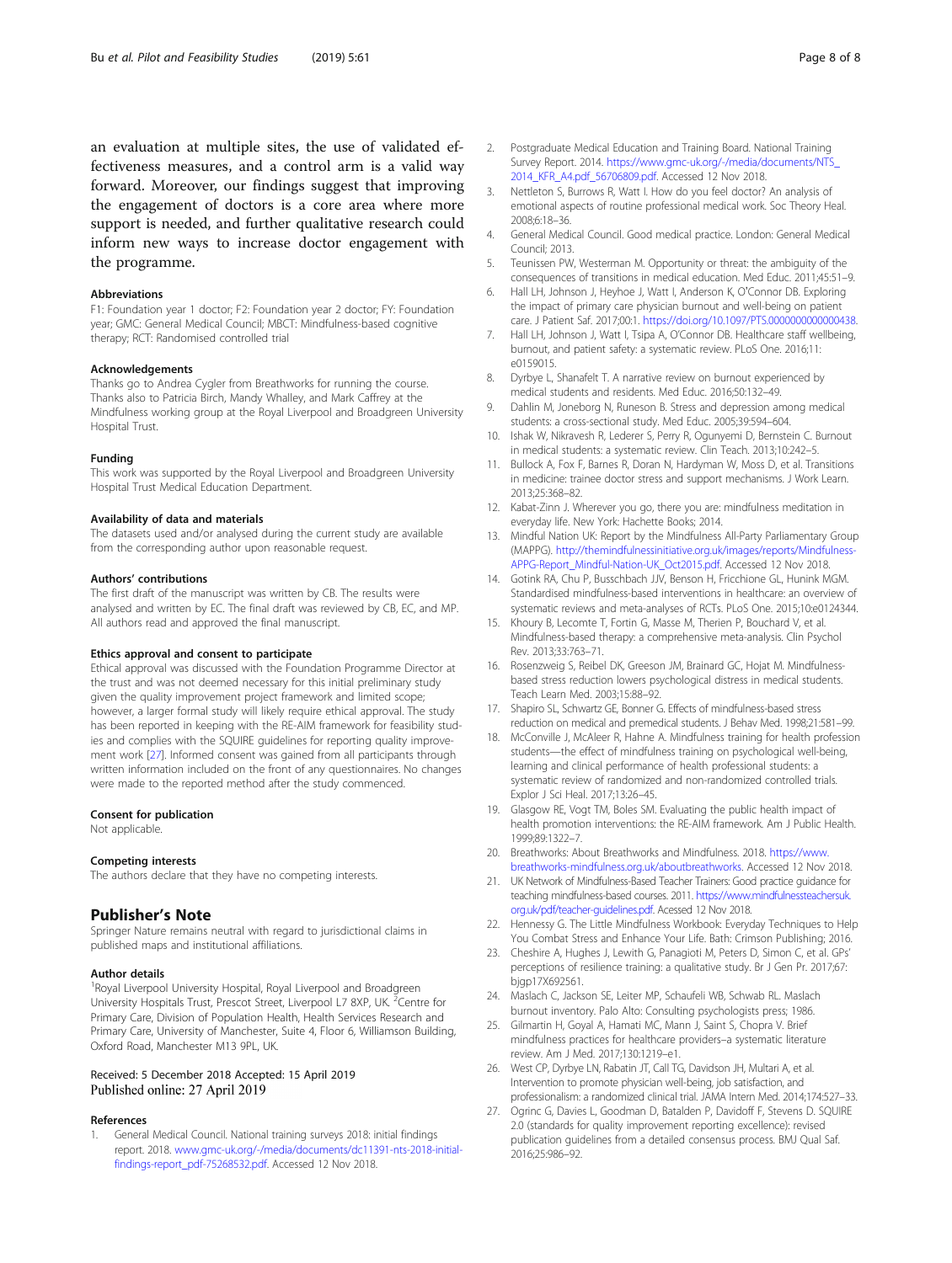an evaluation at multiple sites, the use of validated effectiveness measures, and a control arm is a valid way forward. Moreover, our findings suggest that improving the engagement of doctors is a core area where more support is needed, and further qualitative research could inform new ways to increase doctor engagement with the programme.

### Abbreviations

F1: Foundation year 1 doctor; F2: Foundation year 2 doctor; FY: Foundation year; GMC: General Medical Council; MBCT: Mindfulness-based cognitive therapy; RCT: Randomised controlled trial

### Acknowledgements

Thanks go to Andrea Cygler from Breathworks for running the course. Thanks also to Patricia Birch, Mandy Whalley, and Mark Caffrey at the Mindfulness working group at the Royal Liverpool and Broadgreen University Hospital Trust.

### Funding

This work was supported by the Royal Liverpool and Broadgreen University Hospital Trust Medical Education Department.

### Availability of data and materials

The datasets used and/or analysed during the current study are available from the corresponding author upon reasonable request.

### Authors' contributions

The first draft of the manuscript was written by CB. The results were analysed and written by EC. The final draft was reviewed by CB, EC, and MP. All authors read and approved the final manuscript.

### Ethics approval and consent to participate

Ethical approval was discussed with the Foundation Programme Director at the trust and was not deemed necessary for this initial preliminary study given the quality improvement project framework and limited scope; however, a larger formal study will likely require ethical approval. The study has been reported in keeping with the RE-AIM framework for feasibility studies and complies with the SQUIRE guidelines for reporting quality improvement work [27]. Informed consent was gained from all participants through written information included on the front of any questionnaires. No changes were made to the reported method after the study commenced.

### Consent for publication

Not applicable.

### Competing interests

The authors declare that they have no competing interests.

## Publisher's Note

Springer Nature remains neutral with regard to jurisdictional claims in published maps and institutional affiliations.

### Author details

[1]Royal Liverpool University Hospital, Royal Liverpool and Broadgreen University Hospitals Trust, Prescot Street, Liverpool L7 8XP, UK. [2]Centre for Primary Care, Division of Population Health, Health Services Research and Primary Care, University of Manchester, Suite 4, Floor 6, Williamson Building, Oxford Road, Manchester M13 9PL, UK.

Received: 5 December 2018 Accepted: 15 April 2019
Published online: 27 April 2019

### References

1. General Medical Council. National training surveys 2018: initial findings report. 2018. www.gmc-uk.org/-/media/documents/dc11391-nts-2018-initial-findings-report_pdf-75268532.pdf. Accessed 12 Nov 2018.
2. Postgraduate Medical Education and Training Board. National Training Survey Report. 2014. https://www.gmc-uk.org/-/media/documents/NTS_2014_KFR_A4.pdf_56706809.pdf. Accessed 12 Nov 2018.
3. Nettleton S, Burrows R, Watt I. How do you feel doctor? An analysis of emotional aspects of routine professional medical work. Soc Theory Heal. 2008;6:18–36.
4. General Medical Council. Good medical practice. London: General Medical Council; 2013.
5. Teunissen PW, Westerman M. Opportunity or threat: the ambiguity of the consequences of transitions in medical education. Med Educ. 2011;45:51–9.
6. Hall LH, Johnson J, Heyhoe J, Watt I, Anderson K, O'Connor DB. Exploring the impact of primary care physician burnout and well-being on patient care. J Patient Saf. 2017;00:1. https://doi.org/10.1097/PTS.0000000000000438.
7. Hall LH, Johnson J, Watt I, Tsipa A, O'Connor DB. Healthcare staff wellbeing, burnout, and patient safety: a systematic review. PLoS One. 2016;11:e0159015.
8. Dyrbye L, Shanafelt T. A narrative review on burnout experienced by medical students and residents. Med Educ. 2016;50:132–49.
9. Dahlin M, Joneborg N, Runeson B. Stress and depression among medical students: a cross-sectional study. Med Educ. 2005;39:594–604.
10. Ishak W, Nikravesh R, Lederer S, Perry R, Ogunyemi D, Bernstein C. Burnout in medical students: a systematic review. Clin Teach. 2013;10:242–5.
11. Bullock A, Fox F, Barnes R, Doran N, Hardyman W, Moss D, et al. Transitions in medicine: trainee doctor stress and support mechanisms. J Work Learn. 2013;25:368–82.
12. Kabat-Zinn J. Wherever you go, there you are: mindfulness meditation in everyday life. New York: Hachette Books; 2014.
13. Mindful Nation UK: Report by the Mindfulness All-Party Parliamentary Group (MAPPG). http://themindfulnessinitiative.org.uk/images/reports/Mindfulness-APPG-Report_Mindful-Nation-UK_Oct2015.pdf. Accessed 12 Nov 2018.
14. Gotink RA, Chu P, Busschbach JJV, Benson H, Fricchione GL, Hunink MGM. Standardised mindfulness-based interventions in healthcare: an overview of systematic reviews and meta-analyses of RCTs. PLoS One. 2015;10:e0124344.
15. Khoury B, Lecomte T, Fortin G, Masse M, Therien P, Bouchard V, et al. Mindfulness-based therapy: a comprehensive meta-analysis. Clin Psychol Rev. 2013;33:763–71.
16. Rosenzweig S, Reibel DK, Greeson JM, Brainard GC, Hojat M. Mindfulness-based stress reduction lowers psychological distress in medical students. Teach Learn Med. 2003;15:88–92.
17. Shapiro SL, Schwartz GE, Bonner G. Effects of mindfulness-based stress reduction on medical and premedical students. J Behav Med. 1998;21:581–99.
18. McConville J, McAleer R, Hahne A. Mindfulness training for health profession students—the effect of mindfulness training on psychological well-being, learning and clinical performance of health professional students: a systematic review of randomized and non-randomized controlled trials. Explor J Sci Heal. 2017;13:26–45.
19. Glasgow RE, Vogt TM, Boles SM. Evaluating the public health impact of health promotion interventions: the RE-AIM framework. Am J Public Health. 1999;89:1322–7.
20. Breathworks: About Breathworks and Mindfulness. 2018. https://www.breathworks-mindfulness.org.uk/aboutbreathworks. Accessed 12 Nov 2018.
21. UK Network of Mindfulness-Based Teacher Trainers: Good practice guidance for teaching mindfulness-based courses. 2011. https://www.mindfulnessteachersuk.org.uk/pdf/teacher-guidelines.pdf. Accessed 12 Nov 2018.
22. Hennessy G. The Little Mindfulness Workbook: Everyday Techniques to Help You Combat Stress and Enhance Your Life. Bath: Crimson Publishing; 2016.
23. Cheshire A, Hughes J, Lewith G, Panagioti M, Peters D, Simon C, et al. GPs' perceptions of resilience training: a qualitative study. Br J Gen Pr. 2017;67:bjgp17X692561.
24. Maslach C, Jackson SE, Leiter MP, Schaufeli WB, Schwab RL. Maslach burnout inventory. Palo Alto: Consulting psychologists press; 1986.
25. Gilmartin H, Goyal A, Hamati MC, Mann J, Saint S, Chopra V. Brief mindfulness practices for healthcare providers–a systematic literature review. Am J Med. 2017;130:1219–e1.
26. West CP, Dyrbye LN, Rabatin JT, Call TG, Davidson JH, Multari A, et al. Intervention to promote physician well-being, job satisfaction, and professionalism: a randomized clinical trial. JAMA Intern Med. 2014;174:527–33.
27. Ogrinc G, Davies L, Goodman D, Batalden P, Davidoff F, Stevens D. SQUIRE 2.0 (standards for quality improvement reporting excellence): revised publication guidelines from a detailed consensus process. BMJ Qual Saf. 2016;25:986–92.